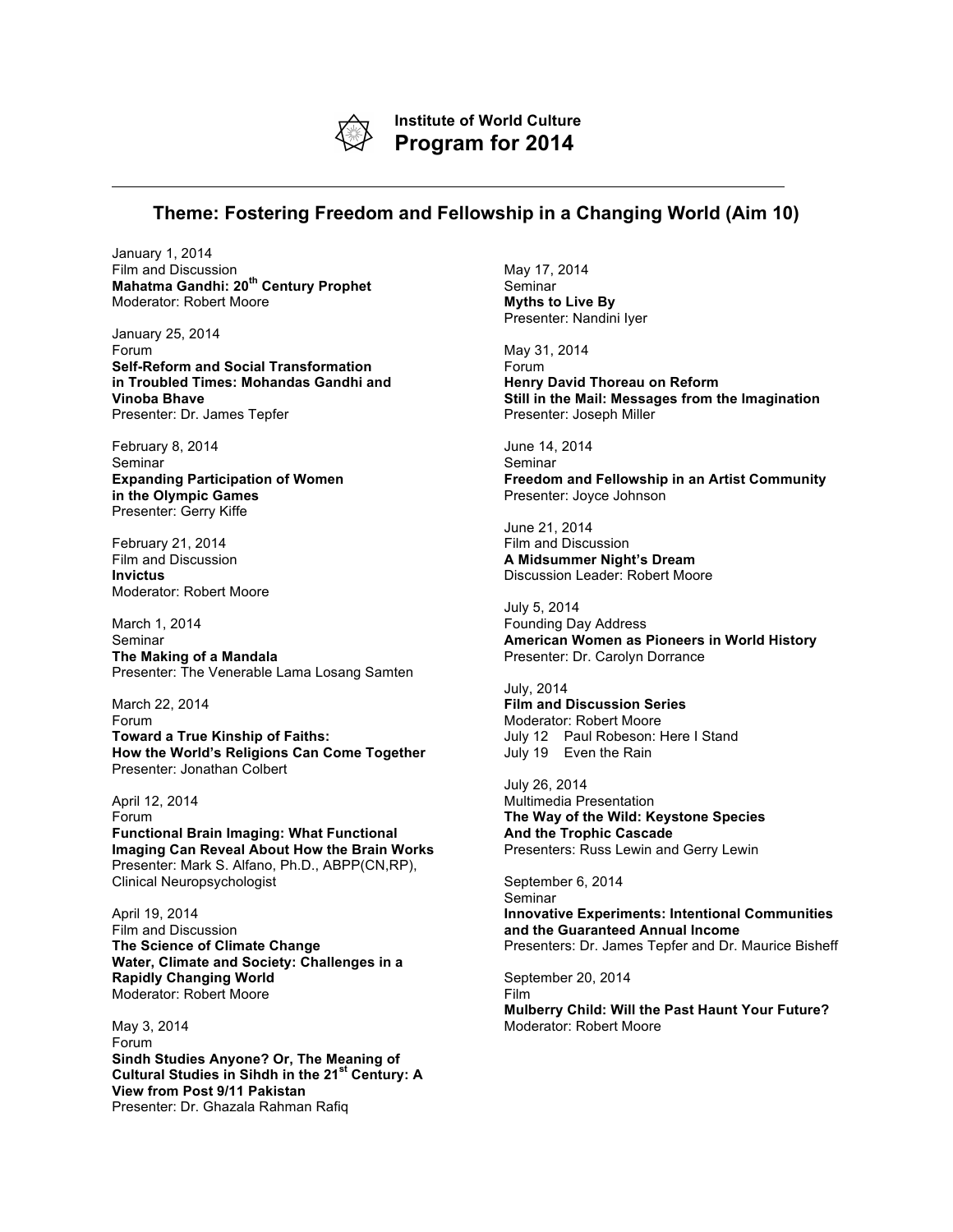**Institute of World Culture**

# Program for 2014

---

## Theme: Fostering Freedom and Fellowship in a Changing World (Aim 10)

January 1, 2014
Film and Discussion
**Mahatma Gandhi: 20th Century Prophet**
Moderator: Robert Moore

January 25, 2014
Forum
**Self-Reform and Social Transformation in Troubled Times: Mohandas Gandhi and Vinoba Bhave**
Presenter: Dr. James Tepfer

February 8, 2014
Seminar
**Expanding Participation of Women in the Olympic Games**
Presenter: Gerry Kiffe

February 21, 2014
Film and Discussion
**Invictus**
Moderator: Robert Moore

March 1, 2014
Seminar
**The Making of a Mandala**
Presenter: The Venerable Lama Losang Samten

March 22, 2014
Forum
**Toward a True Kinship of Faiths: How the World's Religions Can Come Together**
Presenter: Jonathan Colbert

April 12, 2014
Forum
**Functional Brain Imaging: What Functional Imaging Can Reveal About How the Brain Works**
Presenter: Mark S. Alfano, Ph.D., ABPP(CN,RP), Clinical Neuropsychologist

April 19, 2014
Film and Discussion
**The Science of Climate Change**
**Water, Climate and Society: Challenges in a Rapidly Changing World**
Moderator: Robert Moore

May 3, 2014
Forum
**Sindh Studies Anyone? Or, The Meaning of Cultural Studies in Sihdh in the 21st Century: A View from Post 9/11 Pakistan**
Presenter: Dr. Ghazala Rahman Rafiq

May 17, 2014
Seminar
**Myths to Live By**
Presenter: Nandini Iyer

May 31, 2014
Forum
**Henry David Thoreau on Reform**
**Still in the Mail: Messages from the Imagination**
Presenter: Joseph Miller

June 14, 2014
Seminar
**Freedom and Fellowship in an Artist Community**
Presenter: Joyce Johnson

June 21, 2014
Film and Discussion
**A Midsummer Night's Dream**
Discussion Leader: Robert Moore

July 5, 2014
Founding Day Address
**American Women as Pioneers in World History**
Presenter: Dr. Carolyn Dorrance

July, 2014
**Film and Discussion Series**
Moderator: Robert Moore
July 12 Paul Robeson: Here I Stand
July 19 Even the Rain

July 26, 2014
Multimedia Presentation
**The Way of the Wild: Keystone Species And the Trophic Cascade**
Presenters: Russ Lewin and Gerry Lewin

September 6, 2014
Seminar
**Innovative Experiments: Intentional Communities and the Guaranteed Annual Income**
Presenters: Dr. James Tepfer and Dr. Maurice Bisheff

September 20, 2014
Film
**Mulberry Child: Will the Past Haunt Your Future?**
Moderator: Robert Moore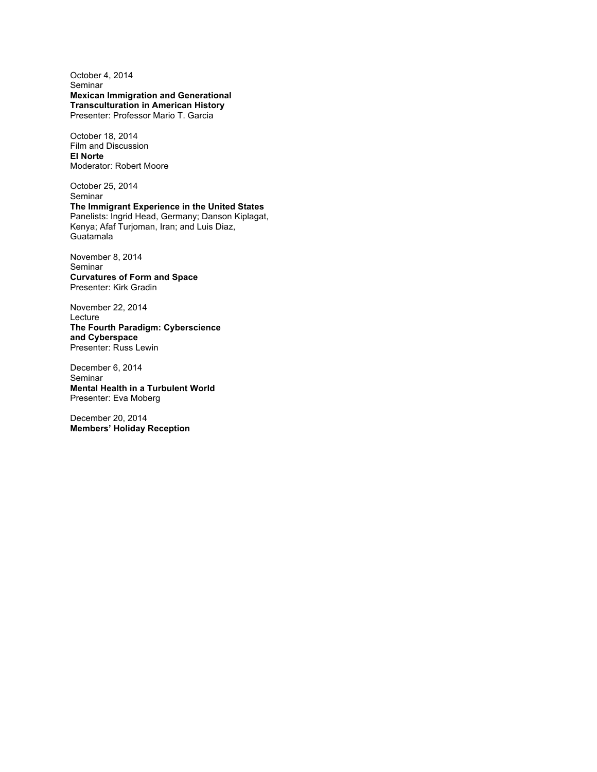October 4, 2014
Seminar
**Mexican Immigration and Generational Transculturation in American History**
Presenter: Professor Mario T. Garcia

October 18, 2014
Film and Discussion
**El Norte**
Moderator: Robert Moore

October 25, 2014
Seminar
**The Immigrant Experience in the United States**
Panelists: Ingrid Head, Germany; Danson Kiplagat, Kenya; Afaf Turjoman, Iran; and Luis Diaz, Guatamala

November 8, 2014
Seminar
**Curvatures of Form and Space**
Presenter: Kirk Gradin

November 22, 2014
Lecture
**The Fourth Paradigm: Cyberscience and Cyberspace**
Presenter: Russ Lewin

December 6, 2014
Seminar
**Mental Health in a Turbulent World**
Presenter: Eva Moberg

December 20, 2014
**Members' Holiday Reception**